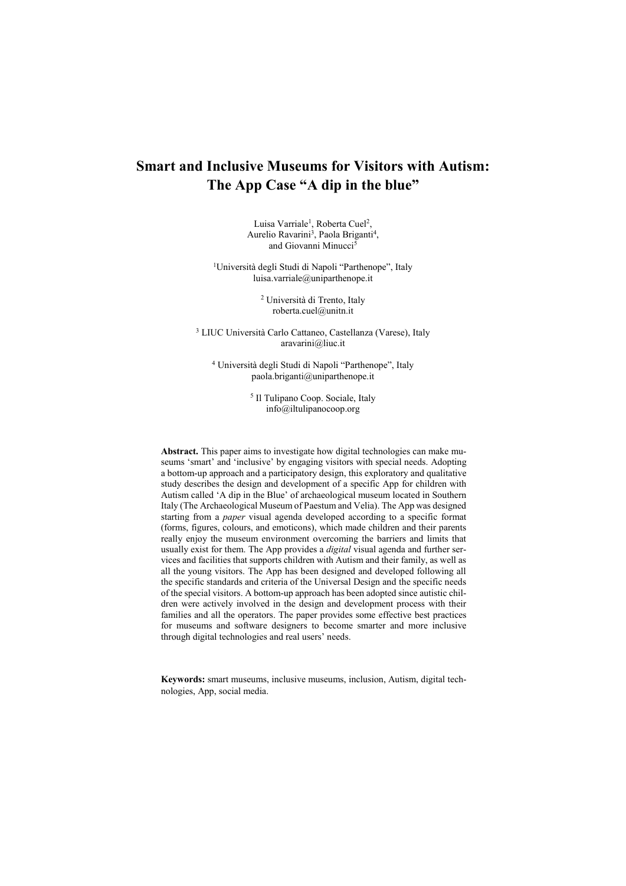# Smart and Inclusive Museums for Visitors with Autism: The App Case "A dip in the blue"

Luisa Varriale[1], Roberta Cuel[2], Aurelio Ravarini[3], Paola Briganti[4], and Giovanni Minucci[5]

[1]Università degli Studi di Napoli "Parthenope", Italy
luisa.varriale@uniparthenope.it

[2] Università di Trento, Italy
roberta.cuel@unitn.it

[3] LIUC Università Carlo Cattaneo, Castellanza (Varese), Italy
aravarini@liuc.it

[4] Università degli Studi di Napoli "Parthenope", Italy
paola.briganti@uniparthenope.it

[5] Il Tulipano Coop. Sociale, Italy
info@iltulipanocoop.org

**Abstract.** This paper aims to investigate how digital technologies can make museums 'smart' and 'inclusive' by engaging visitors with special needs. Adopting a bottom-up approach and a participatory design, this exploratory and qualitative study describes the design and development of a specific App for children with Autism called 'A dip in the Blue' of archaeological museum located in Southern Italy (The Archaeological Museum of Paestum and Velia). The App was designed starting from a *paper* visual agenda developed according to a specific format (forms, figures, colours, and emoticons), which made children and their parents really enjoy the museum environment overcoming the barriers and limits that usually exist for them. The App provides a *digital* visual agenda and further services and facilities that supports children with Autism and their family, as well as all the young visitors. The App has been designed and developed following all the specific standards and criteria of the Universal Design and the specific needs of the special visitors. A bottom-up approach has been adopted since autistic children were actively involved in the design and development process with their families and all the operators. The paper provides some effective best practices for museums and software designers to become smarter and more inclusive through digital technologies and real users' needs.

**Keywords:** smart museums, inclusive museums, inclusion, Autism, digital technologies, App, social media.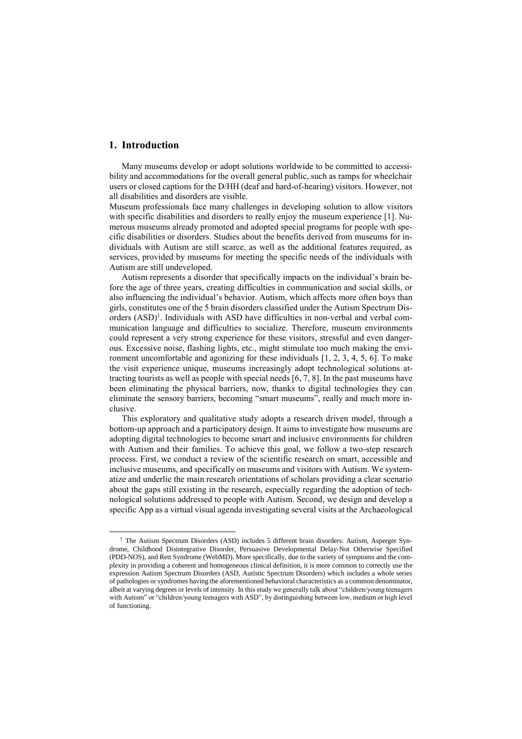## 1. Introduction

Many museums develop or adopt solutions worldwide to be committed to accessibility and accommodations for the overall general public, such as ramps for wheelchair users or closed captions for the D/HH (deaf and hard-of-hearing) visitors. However, not all disabilities and disorders are visible.

Museum professionals face many challenges in developing solution to allow visitors with specific disabilities and disorders to really enjoy the museum experience [1]. Numerous museums already promoted and adopted special programs for people with specific disabilities or disorders. Studies about the benefits derived from museums for individuals with Autism are still scarce, as well as the additional features required, as services, provided by museums for meeting the specific needs of the individuals with Autism are still undeveloped.

Autism represents a disorder that specifically impacts on the individual's brain before the age of three years, creating difficulties in communication and social skills, or also influencing the individual's behavior. Autism, which affects more often boys than girls, constitutes one of the 5 brain disorders classified under the Autism Spectrum Disorders (ASD)[1]. Individuals with ASD have difficulties in non-verbal and verbal communication language and difficulties to socialize. Therefore, museum environments could represent a very strong experience for these visitors, stressful and even dangerous. Excessive noise, flashing lights, etc., might stimulate too much making the environment uncomfortable and agonizing for these individuals [1, 2, 3, 4, 5, 6]. To make the visit experience unique, museums increasingly adopt technological solutions attracting tourists as well as people with special needs [6, 7, 8]. In the past museums have been eliminating the physical barriers, now, thanks to digital technologies they can eliminate the sensory barriers, becoming "smart museums", really and much more inclusive.

This exploratory and qualitative study adopts a research driven model, through a bottom-up approach and a participatory design. It aims to investigate how museums are adopting digital technologies to become smart and inclusive environments for children with Autism and their families. To achieve this goal, we follow a two-step research process. First, we conduct a review of the scientific research on smart, accessible and inclusive museums, and specifically on museums and visitors with Autism. We systematize and underlie the main research orientations of scholars providing a clear scenario about the gaps still existing in the research, especially regarding the adoption of technological solutions addressed to people with Autism. Second, we design and develop a specific App as a virtual visual agenda investigating several visits at the Archaeological

[1] The Autism Spectrum Disorders (ASD) includes 5 different brain disorders: Autism, Asperger Syndrome, Childhood Disintegrative Disorder, Persuasive Developmental Delay-Not Otherwise Specified (PDD-NOS), and Rett Syndrome (WebMD). More specifically, due to the variety of symptoms and the complexity in providing a coherent and homogeneous clinical definition, it is more common to correctly use the expression Autism Spectrum Disorders (ASD, Autistic Spectrum Disorders) which includes a whole series of pathologies or syndromes having the aforementioned behavioral characteristics as a common denominator, albeit at varying degrees or levels of intensity. In this study we generally talk about "children/young teenagers with Autism" or "children/young teenagers with ASD", by distinguishing between low, medium or high level of functioning.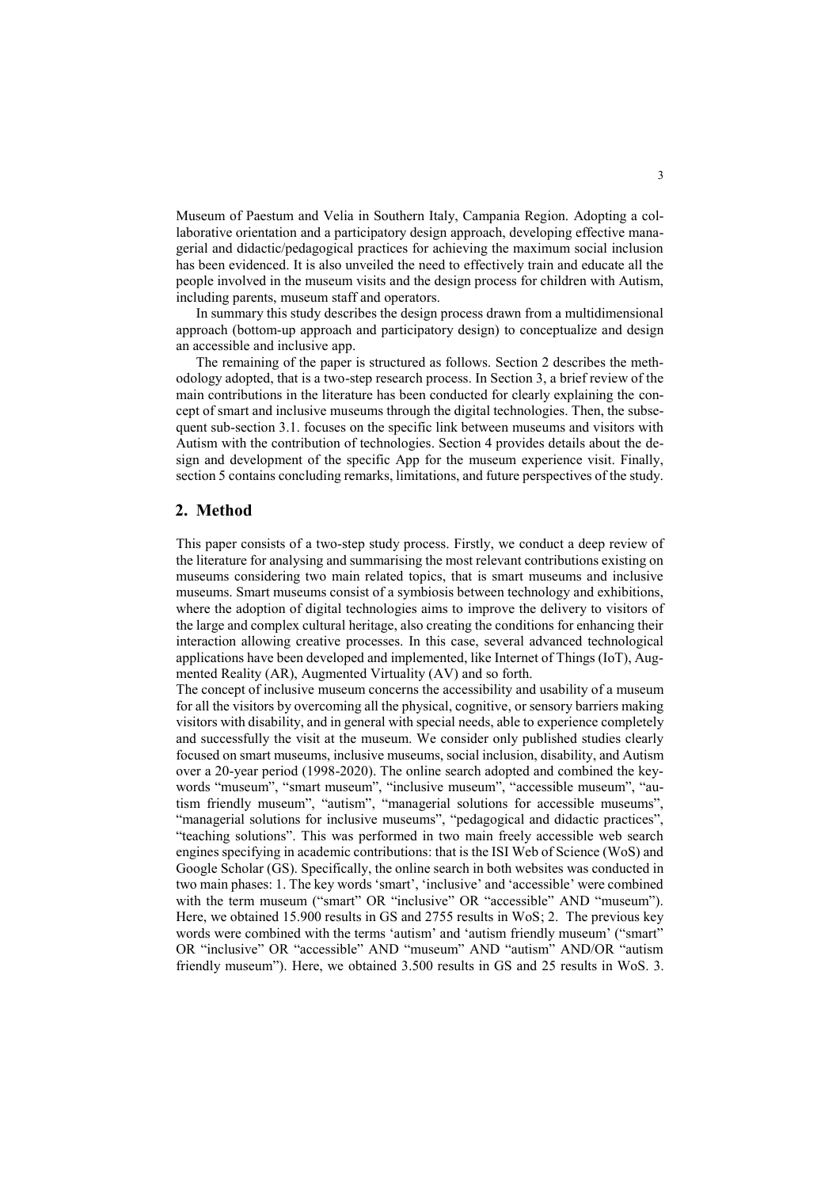Museum of Paestum and Velia in Southern Italy, Campania Region. Adopting a collaborative orientation and a participatory design approach, developing effective managerial and didactic/pedagogical practices for achieving the maximum social inclusion has been evidenced. It is also unveiled the need to effectively train and educate all the people involved in the museum visits and the design process for children with Autism, including parents, museum staff and operators.

In summary this study describes the design process drawn from a multidimensional approach (bottom-up approach and participatory design) to conceptualize and design an accessible and inclusive app.

The remaining of the paper is structured as follows. Section 2 describes the methodology adopted, that is a two-step research process. In Section 3, a brief review of the main contributions in the literature has been conducted for clearly explaining the concept of smart and inclusive museums through the digital technologies. Then, the subsequent sub-section 3.1. focuses on the specific link between museums and visitors with Autism with the contribution of technologies. Section 4 provides details about the design and development of the specific App for the museum experience visit. Finally, section 5 contains concluding remarks, limitations, and future perspectives of the study.

## 2. Method

This paper consists of a two-step study process. Firstly, we conduct a deep review of the literature for analysing and summarising the most relevant contributions existing on museums considering two main related topics, that is smart museums and inclusive museums. Smart museums consist of a symbiosis between technology and exhibitions, where the adoption of digital technologies aims to improve the delivery to visitors of the large and complex cultural heritage, also creating the conditions for enhancing their interaction allowing creative processes. In this case, several advanced technological applications have been developed and implemented, like Internet of Things (IoT), Augmented Reality (AR), Augmented Virtuality (AV) and so forth.

The concept of inclusive museum concerns the accessibility and usability of a museum for all the visitors by overcoming all the physical, cognitive, or sensory barriers making visitors with disability, and in general with special needs, able to experience completely and successfully the visit at the museum. We consider only published studies clearly focused on smart museums, inclusive museums, social inclusion, disability, and Autism over a 20-year period (1998-2020). The online search adopted and combined the keywords "museum", "smart museum", "inclusive museum", "accessible museum", "autism friendly museum", "autism", "managerial solutions for accessible museums", "managerial solutions for inclusive museums", "pedagogical and didactic practices", "teaching solutions". This was performed in two main freely accessible web search engines specifying in academic contributions: that is the ISI Web of Science (WoS) and Google Scholar (GS). Specifically, the online search in both websites was conducted in two main phases: 1. The key words 'smart', 'inclusive' and 'accessible' were combined with the term museum ("smart" OR "inclusive" OR "accessible" AND "museum"). Here, we obtained 15.900 results in GS and 2755 results in WoS; 2. The previous key words were combined with the terms 'autism' and 'autism friendly museum' ("smart" OR "inclusive" OR "accessible" AND "museum" AND "autism" AND/OR "autism friendly museum"). Here, we obtained 3.500 results in GS and 25 results in WoS. 3.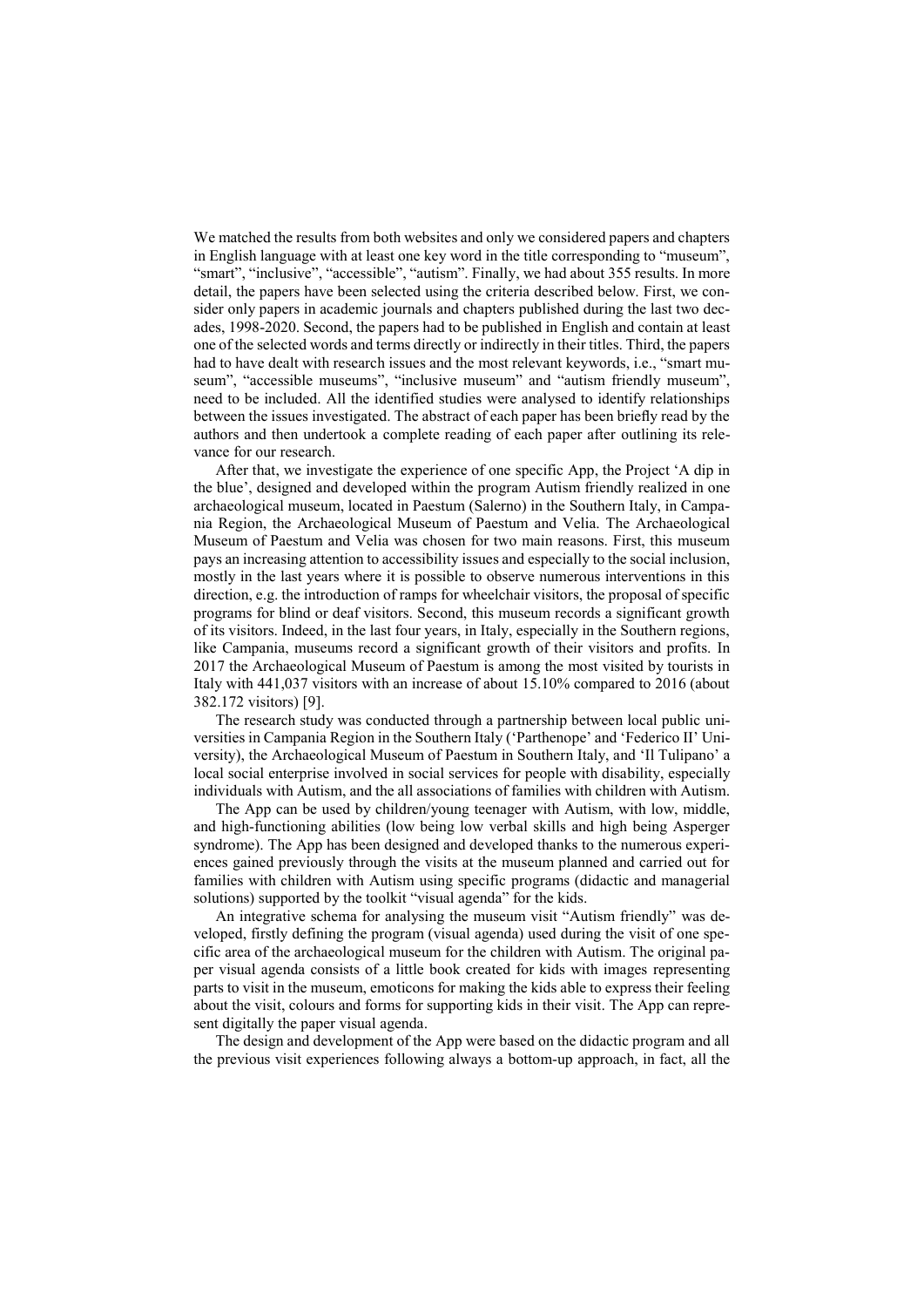We matched the results from both websites and only we considered papers and chapters in English language with at least one key word in the title corresponding to "museum", "smart", "inclusive", "accessible", "autism". Finally, we had about 355 results. In more detail, the papers have been selected using the criteria described below. First, we consider only papers in academic journals and chapters published during the last two decades, 1998-2020. Second, the papers had to be published in English and contain at least one of the selected words and terms directly or indirectly in their titles. Third, the papers had to have dealt with research issues and the most relevant keywords, i.e., "smart museum", "accessible museums", "inclusive museum" and "autism friendly museum", need to be included. All the identified studies were analysed to identify relationships between the issues investigated. The abstract of each paper has been briefly read by the authors and then undertook a complete reading of each paper after outlining its relevance for our research.

After that, we investigate the experience of one specific App, the Project 'A dip in the blue', designed and developed within the program Autism friendly realized in one archaeological museum, located in Paestum (Salerno) in the Southern Italy, in Campania Region, the Archaeological Museum of Paestum and Velia. The Archaeological Museum of Paestum and Velia was chosen for two main reasons. First, this museum pays an increasing attention to accessibility issues and especially to the social inclusion, mostly in the last years where it is possible to observe numerous interventions in this direction, e.g. the introduction of ramps for wheelchair visitors, the proposal of specific programs for blind or deaf visitors. Second, this museum records a significant growth of its visitors. Indeed, in the last four years, in Italy, especially in the Southern regions, like Campania, museums record a significant growth of their visitors and profits. In 2017 the Archaeological Museum of Paestum is among the most visited by tourists in Italy with 441,037 visitors with an increase of about 15.10% compared to 2016 (about 382.172 visitors) [9].

The research study was conducted through a partnership between local public universities in Campania Region in the Southern Italy ('Parthenope' and 'Federico II' University), the Archaeological Museum of Paestum in Southern Italy, and 'Il Tulipano' a local social enterprise involved in social services for people with disability, especially individuals with Autism, and the all associations of families with children with Autism.

The App can be used by children/young teenager with Autism, with low, middle, and high-functioning abilities (low being low verbal skills and high being Asperger syndrome). The App has been designed and developed thanks to the numerous experiences gained previously through the visits at the museum planned and carried out for families with children with Autism using specific programs (didactic and managerial solutions) supported by the toolkit "visual agenda" for the kids.

An integrative schema for analysing the museum visit "Autism friendly" was developed, firstly defining the program (visual agenda) used during the visit of one specific area of the archaeological museum for the children with Autism. The original paper visual agenda consists of a little book created for kids with images representing parts to visit in the museum, emoticons for making the kids able to express their feeling about the visit, colours and forms for supporting kids in their visit. The App can represent digitally the paper visual agenda.

The design and development of the App were based on the didactic program and all the previous visit experiences following always a bottom-up approach, in fact, all the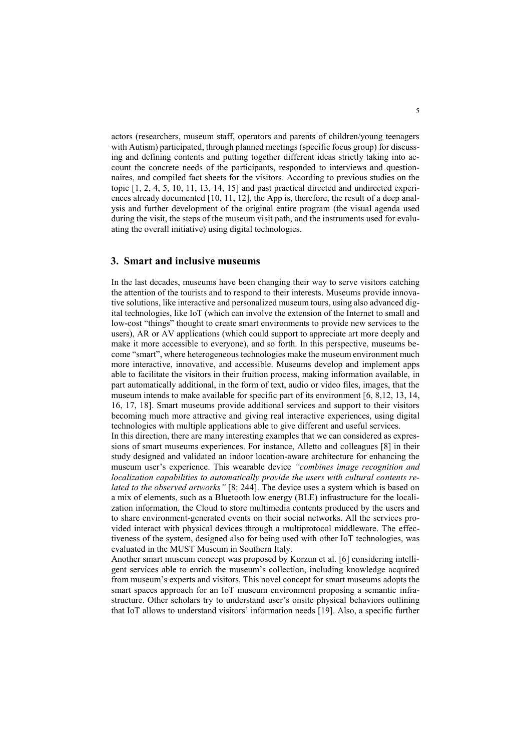actors (researchers, museum staff, operators and parents of children/young teenagers with Autism) participated, through planned meetings (specific focus group) for discussing and defining contents and putting together different ideas strictly taking into account the concrete needs of the participants, responded to interviews and questionnaires, and compiled fact sheets for the visitors. According to previous studies on the topic [1, 2, 4, 5, 10, 11, 13, 14, 15] and past practical directed and undirected experiences already documented [10, 11, 12], the App is, therefore, the result of a deep analysis and further development of the original entire program (the visual agenda used during the visit, the steps of the museum visit path, and the instruments used for evaluating the overall initiative) using digital technologies.

## 3. Smart and inclusive museums

In the last decades, museums have been changing their way to serve visitors catching the attention of the tourists and to respond to their interests. Museums provide innovative solutions, like interactive and personalized museum tours, using also advanced digital technologies, like IoT (which can involve the extension of the Internet to small and low-cost "things" thought to create smart environments to provide new services to the users), AR or AV applications (which could support to appreciate art more deeply and make it more accessible to everyone), and so forth. In this perspective, museums become "smart", where heterogeneous technologies make the museum environment much more interactive, innovative, and accessible. Museums develop and implement apps able to facilitate the visitors in their fruition process, making information available, in part automatically additional, in the form of text, audio or video files, images, that the museum intends to make available for specific part of its environment [6, 8,12, 13, 14, 16, 17, 18]. Smart museums provide additional services and support to their visitors becoming much more attractive and giving real interactive experiences, using digital technologies with multiple applications able to give different and useful services.

In this direction, there are many interesting examples that we can considered as expressions of smart museums experiences. For instance, Alletto and colleagues [8] in their study designed and validated an indoor location-aware architecture for enhancing the museum user's experience. This wearable device *"combines image recognition and localization capabilities to automatically provide the users with cultural contents related to the observed artworks"* [8: 244]. The device uses a system which is based on a mix of elements, such as a Bluetooth low energy (BLE) infrastructure for the localization information, the Cloud to store multimedia contents produced by the users and to share environment-generated events on their social networks. All the services provided interact with physical devices through a multiprotocol middleware. The effectiveness of the system, designed also for being used with other IoT technologies, was evaluated in the MUST Museum in Southern Italy.

Another smart museum concept was proposed by Korzun et al. [6] considering intelligent services able to enrich the museum's collection, including knowledge acquired from museum's experts and visitors. This novel concept for smart museums adopts the smart spaces approach for an IoT museum environment proposing a semantic infrastructure. Other scholars try to understand user's onsite physical behaviors outlining that IoT allows to understand visitors' information needs [19]. Also, a specific further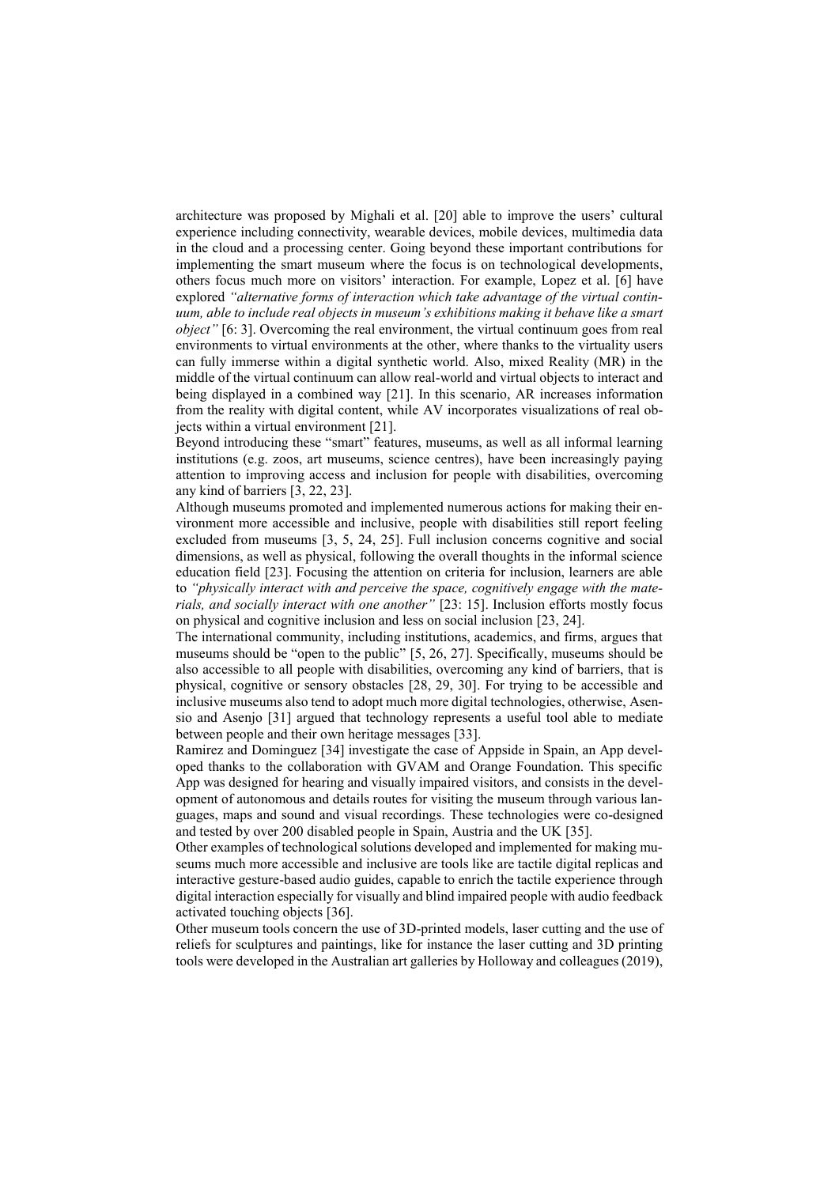architecture was proposed by Mighali et al. [20] able to improve the users' cultural experience including connectivity, wearable devices, mobile devices, multimedia data in the cloud and a processing center. Going beyond these important contributions for implementing the smart museum where the focus is on technological developments, others focus much more on visitors' interaction. For example, Lopez et al. [6] have explored *"alternative forms of interaction which take advantage of the virtual continuum, able to include real objects in museum's exhibitions making it behave like a smart object"* [6: 3]. Overcoming the real environment, the virtual continuum goes from real environments to virtual environments at the other, where thanks to the virtuality users can fully immerse within a digital synthetic world. Also, mixed Reality (MR) in the middle of the virtual continuum can allow real-world and virtual objects to interact and being displayed in a combined way [21]. In this scenario, AR increases information from the reality with digital content, while AV incorporates visualizations of real objects within a virtual environment [21].

Beyond introducing these "smart" features, museums, as well as all informal learning institutions (e.g. zoos, art museums, science centres), have been increasingly paying attention to improving access and inclusion for people with disabilities, overcoming any kind of barriers [3, 22, 23].

Although museums promoted and implemented numerous actions for making their environment more accessible and inclusive, people with disabilities still report feeling excluded from museums [3, 5, 24, 25]. Full inclusion concerns cognitive and social dimensions, as well as physical, following the overall thoughts in the informal science education field [23]. Focusing the attention on criteria for inclusion, learners are able to *"physically interact with and perceive the space, cognitively engage with the materials, and socially interact with one another"* [23: 15]. Inclusion efforts mostly focus on physical and cognitive inclusion and less on social inclusion [23, 24].

The international community, including institutions, academics, and firms, argues that museums should be "open to the public" [5, 26, 27]. Specifically, museums should be also accessible to all people with disabilities, overcoming any kind of barriers, that is physical, cognitive or sensory obstacles [28, 29, 30]. For trying to be accessible and inclusive museums also tend to adopt much more digital technologies, otherwise, Asensio and Asenjo [31] argued that technology represents a useful tool able to mediate between people and their own heritage messages [33].

Ramirez and Dominguez [34] investigate the case of Appside in Spain, an App developed thanks to the collaboration with GVAM and Orange Foundation. This specific App was designed for hearing and visually impaired visitors, and consists in the development of autonomous and details routes for visiting the museum through various languages, maps and sound and visual recordings. These technologies were co-designed and tested by over 200 disabled people in Spain, Austria and the UK [35].

Other examples of technological solutions developed and implemented for making museums much more accessible and inclusive are tools like are tactile digital replicas and interactive gesture-based audio guides, capable to enrich the tactile experience through digital interaction especially for visually and blind impaired people with audio feedback activated touching objects [36].

Other museum tools concern the use of 3D-printed models, laser cutting and the use of reliefs for sculptures and paintings, like for instance the laser cutting and 3D printing tools were developed in the Australian art galleries by Holloway and colleagues (2019),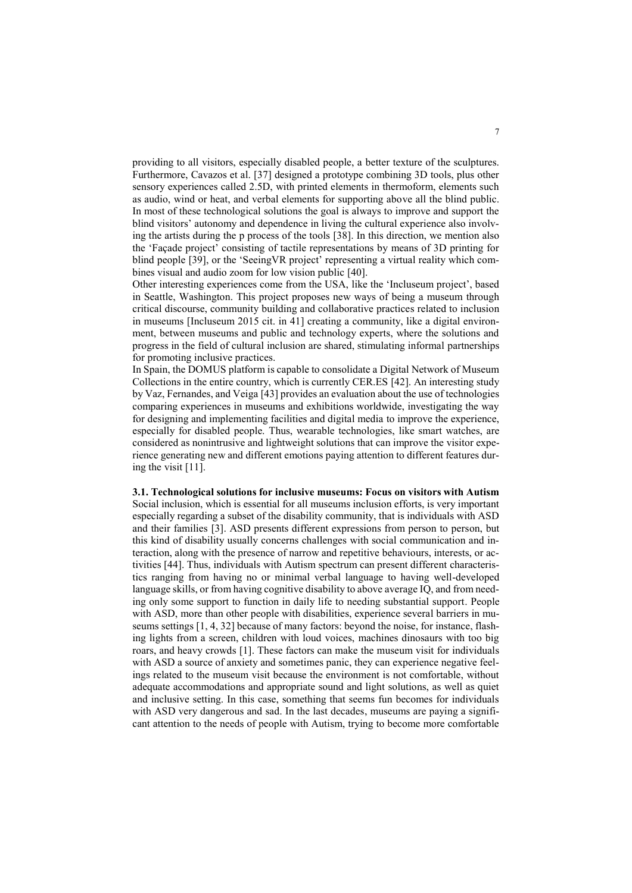providing to all visitors, especially disabled people, a better texture of the sculptures. Furthermore, Cavazos et al. [37] designed a prototype combining 3D tools, plus other sensory experiences called 2.5D, with printed elements in thermoform, elements such as audio, wind or heat, and verbal elements for supporting above all the blind public. In most of these technological solutions the goal is always to improve and support the blind visitors' autonomy and dependence in living the cultural experience also involving the artists during the p process of the tools [38]. In this direction, we mention also the 'Façade project' consisting of tactile representations by means of 3D printing for blind people [39], or the 'SeeingVR project' representing a virtual reality which combines visual and audio zoom for low vision public [40].

Other interesting experiences come from the USA, like the 'Incluseum project', based in Seattle, Washington. This project proposes new ways of being a museum through critical discourse, community building and collaborative practices related to inclusion in museums [Incluseum 2015 cit. in 41] creating a community, like a digital environment, between museums and public and technology experts, where the solutions and progress in the field of cultural inclusion are shared, stimulating informal partnerships for promoting inclusive practices.

In Spain, the DOMUS platform is capable to consolidate a Digital Network of Museum Collections in the entire country, which is currently CER.ES [42]. An interesting study by Vaz, Fernandes, and Veiga [43] provides an evaluation about the use of technologies comparing experiences in museums and exhibitions worldwide, investigating the way for designing and implementing facilities and digital media to improve the experience, especially for disabled people. Thus, wearable technologies, like smart watches, are considered as nonintrusive and lightweight solutions that can improve the visitor experience generating new and different emotions paying attention to different features during the visit [11].

### 3.1. Technological solutions for inclusive museums: Focus on visitors with Autism

Social inclusion, which is essential for all museums inclusion efforts, is very important especially regarding a subset of the disability community, that is individuals with ASD and their families [3]. ASD presents different expressions from person to person, but this kind of disability usually concerns challenges with social communication and interaction, along with the presence of narrow and repetitive behaviours, interests, or activities [44]. Thus, individuals with Autism spectrum can present different characteristics ranging from having no or minimal verbal language to having well-developed language skills, or from having cognitive disability to above average IQ, and from needing only some support to function in daily life to needing substantial support. People with ASD, more than other people with disabilities, experience several barriers in museums settings [1, 4, 32] because of many factors: beyond the noise, for instance, flashing lights from a screen, children with loud voices, machines dinosaurs with too big roars, and heavy crowds [1]. These factors can make the museum visit for individuals with ASD a source of anxiety and sometimes panic, they can experience negative feelings related to the museum visit because the environment is not comfortable, without adequate accommodations and appropriate sound and light solutions, as well as quiet and inclusive setting. In this case, something that seems fun becomes for individuals with ASD very dangerous and sad. In the last decades, museums are paying a significant attention to the needs of people with Autism, trying to become more comfortable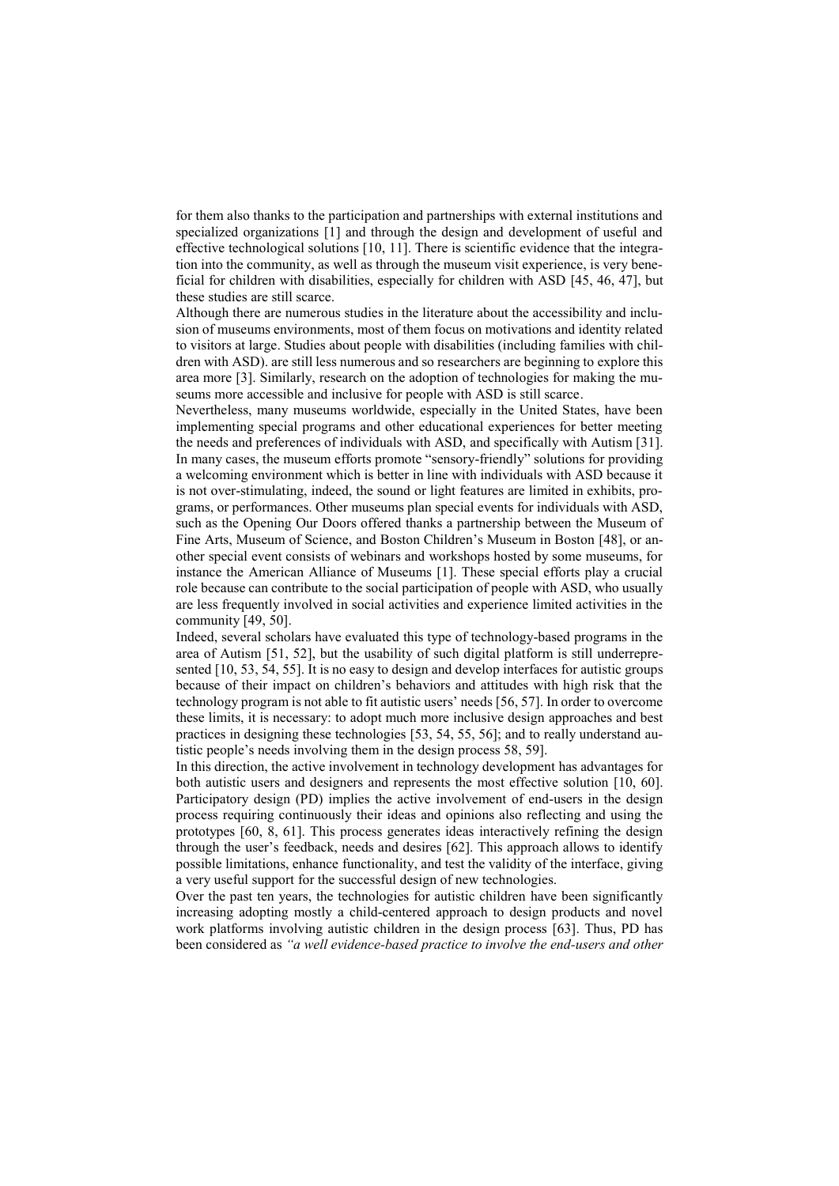for them also thanks to the participation and partnerships with external institutions and specialized organizations [1] and through the design and development of useful and effective technological solutions [10, 11]. There is scientific evidence that the integration into the community, as well as through the museum visit experience, is very beneficial for children with disabilities, especially for children with ASD [45, 46, 47], but these studies are still scarce.

Although there are numerous studies in the literature about the accessibility and inclusion of museums environments, most of them focus on motivations and identity related to visitors at large. Studies about people with disabilities (including families with children with ASD). are still less numerous and so researchers are beginning to explore this area more [3]. Similarly, research on the adoption of technologies for making the museums more accessible and inclusive for people with ASD is still scarce.

Nevertheless, many museums worldwide, especially in the United States, have been implementing special programs and other educational experiences for better meeting the needs and preferences of individuals with ASD, and specifically with Autism [31]. In many cases, the museum efforts promote "sensory-friendly" solutions for providing a welcoming environment which is better in line with individuals with ASD because it is not over-stimulating, indeed, the sound or light features are limited in exhibits, programs, or performances. Other museums plan special events for individuals with ASD, such as the Opening Our Doors offered thanks a partnership between the Museum of Fine Arts, Museum of Science, and Boston Children's Museum in Boston [48], or another special event consists of webinars and workshops hosted by some museums, for instance the American Alliance of Museums [1]. These special efforts play a crucial role because can contribute to the social participation of people with ASD, who usually are less frequently involved in social activities and experience limited activities in the community [49, 50].

Indeed, several scholars have evaluated this type of technology-based programs in the area of Autism [51, 52], but the usability of such digital platform is still underrepresented [10, 53, 54, 55]. It is no easy to design and develop interfaces for autistic groups because of their impact on children's behaviors and attitudes with high risk that the technology program is not able to fit autistic users' needs [56, 57]. In order to overcome these limits, it is necessary: to adopt much more inclusive design approaches and best practices in designing these technologies [53, 54, 55, 56]; and to really understand autistic people's needs involving them in the design process 58, 59].

In this direction, the active involvement in technology development has advantages for both autistic users and designers and represents the most effective solution [10, 60]. Participatory design (PD) implies the active involvement of end-users in the design process requiring continuously their ideas and opinions also reflecting and using the prototypes [60, 8, 61]. This process generates ideas interactively refining the design through the user's feedback, needs and desires [62]. This approach allows to identify possible limitations, enhance functionality, and test the validity of the interface, giving a very useful support for the successful design of new technologies.

Over the past ten years, the technologies for autistic children have been significantly increasing adopting mostly a child-centered approach to design products and novel work platforms involving autistic children in the design process [63]. Thus, PD has been considered as *"a well evidence-based practice to involve the end-users and other*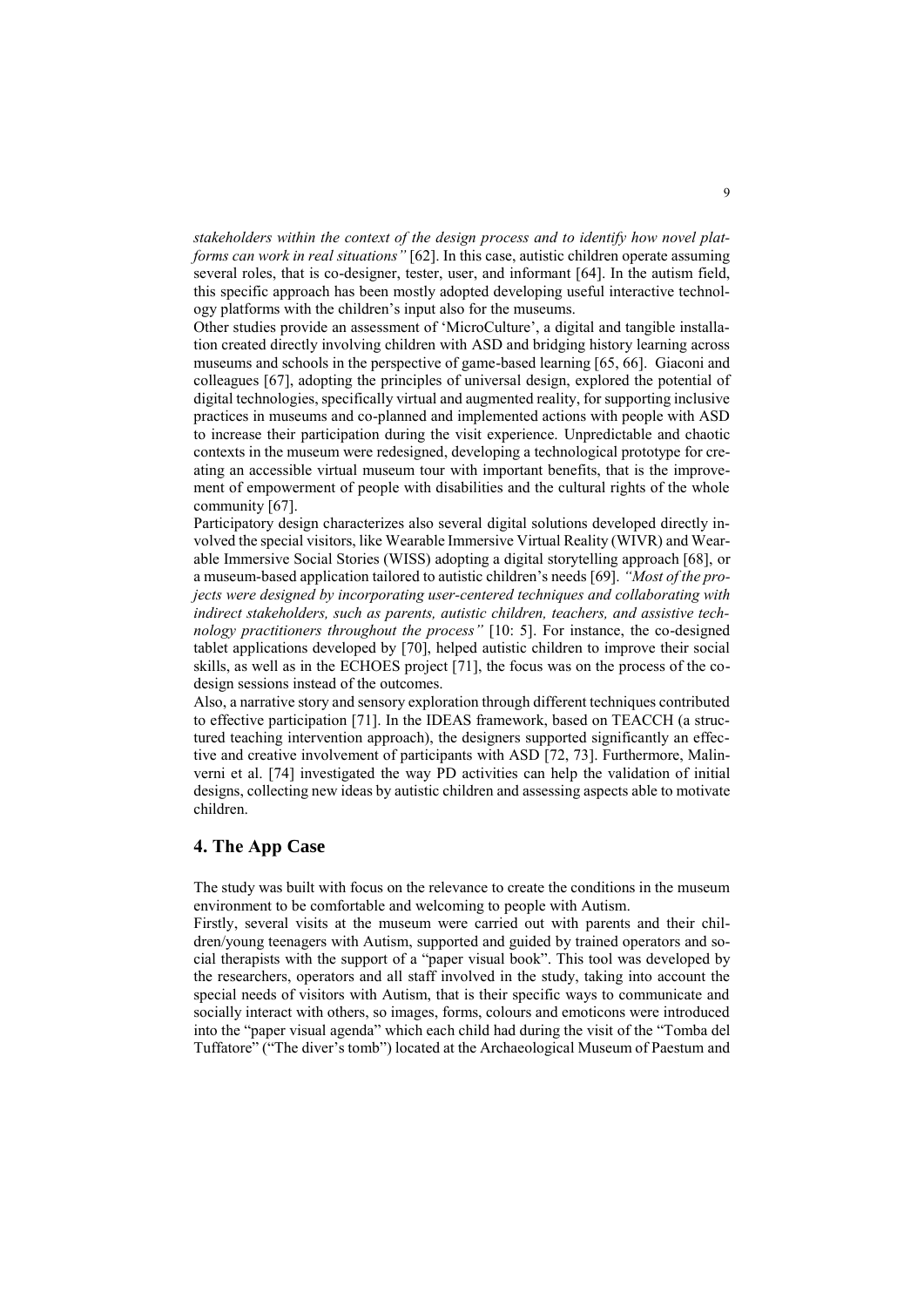*stakeholders within the context of the design process and to identify how novel platforms can work in real situations"* [62]. In this case, autistic children operate assuming several roles, that is co-designer, tester, user, and informant [64]. In the autism field, this specific approach has been mostly adopted developing useful interactive technology platforms with the children's input also for the museums.

Other studies provide an assessment of 'MicroCulture', a digital and tangible installation created directly involving children with ASD and bridging history learning across museums and schools in the perspective of game-based learning [65, 66]. Giaconi and colleagues [67], adopting the principles of universal design, explored the potential of digital technologies, specifically virtual and augmented reality, for supporting inclusive practices in museums and co-planned and implemented actions with people with ASD to increase their participation during the visit experience. Unpredictable and chaotic contexts in the museum were redesigned, developing a technological prototype for creating an accessible virtual museum tour with important benefits, that is the improvement of empowerment of people with disabilities and the cultural rights of the whole community [67].

Participatory design characterizes also several digital solutions developed directly involved the special visitors, like Wearable Immersive Virtual Reality (WIVR) and Wearable Immersive Social Stories (WISS) adopting a digital storytelling approach [68], or a museum-based application tailored to autistic children's needs [69]. *"Most of the projects were designed by incorporating user-centered techniques and collaborating with indirect stakeholders, such as parents, autistic children, teachers, and assistive technology practitioners throughout the process"* [10: 5]. For instance, the co-designed tablet applications developed by [70], helped autistic children to improve their social skills, as well as in the ECHOES project [71], the focus was on the process of the co-design sessions instead of the outcomes.

Also, a narrative story and sensory exploration through different techniques contributed to effective participation [71]. In the IDEAS framework, based on TEACCH (a structured teaching intervention approach), the designers supported significantly an effective and creative involvement of participants with ASD [72, 73]. Furthermore, Malinverni et al. [74] investigated the way PD activities can help the validation of initial designs, collecting new ideas by autistic children and assessing aspects able to motivate children.

## 4. The App Case

The study was built with focus on the relevance to create the conditions in the museum environment to be comfortable and welcoming to people with Autism.

Firstly, several visits at the museum were carried out with parents and their children/young teenagers with Autism, supported and guided by trained operators and social therapists with the support of a "paper visual book". This tool was developed by the researchers, operators and all staff involved in the study, taking into account the special needs of visitors with Autism, that is their specific ways to communicate and socially interact with others, so images, forms, colours and emoticons were introduced into the "paper visual agenda" which each child had during the visit of the "Tomba del Tuffatore" ("The diver's tomb") located at the Archaeological Museum of Paestum and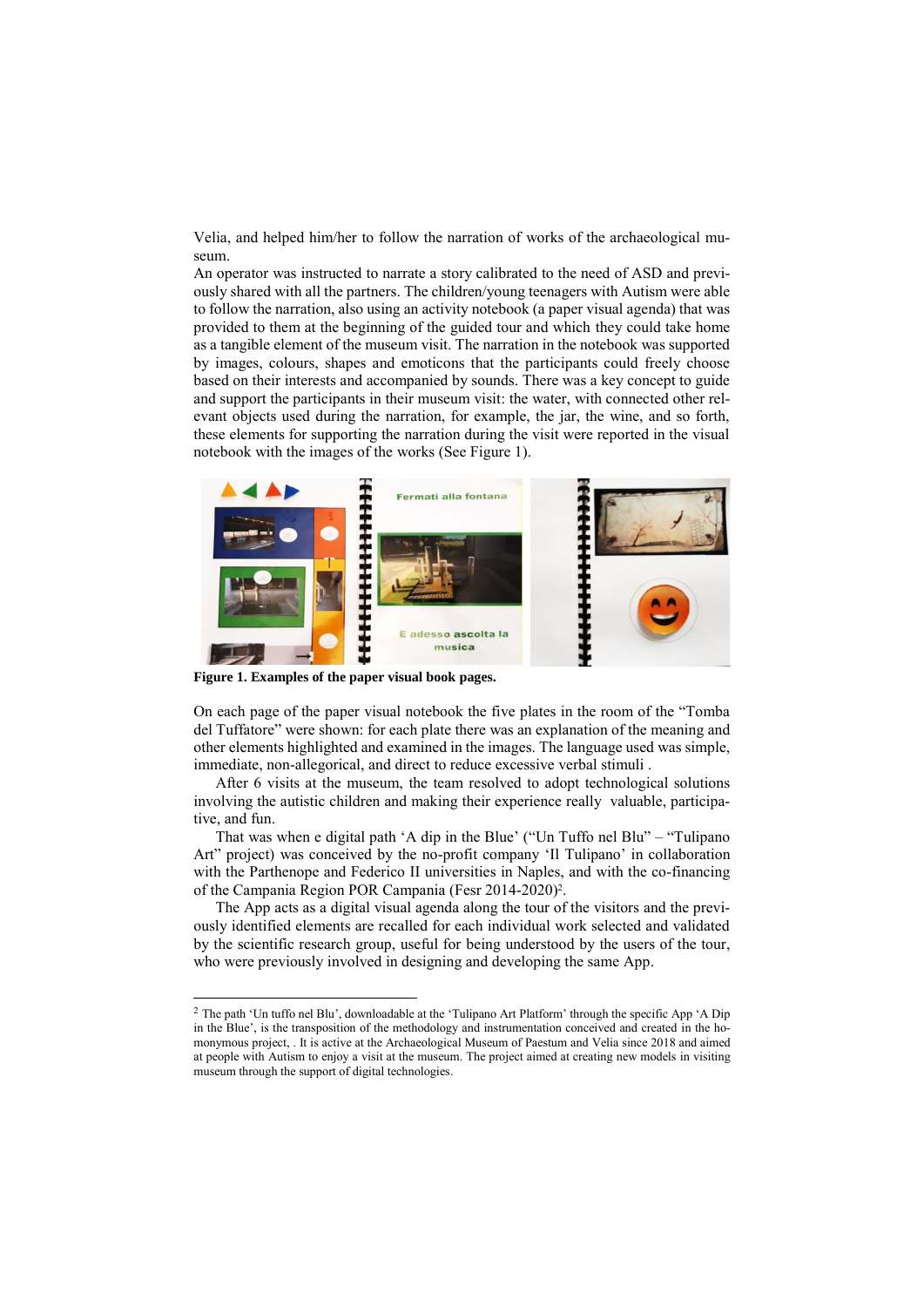Velia, and helped him/her to follow the narration of works of the archaeological museum.

An operator was instructed to narrate a story calibrated to the need of ASD and previously shared with all the partners. The children/young teenagers with Autism were able to follow the narration, also using an activity notebook (a paper visual agenda) that was provided to them at the beginning of the guided tour and which they could take home as a tangible element of the museum visit. The narration in the notebook was supported by images, colours, shapes and emoticons that the participants could freely choose based on their interests and accompanied by sounds. There was a key concept to guide and support the participants in their museum visit: the water, with connected other relevant objects used during the narration, for example, the jar, the wine, and so forth, these elements for supporting the narration during the visit were reported in the visual notebook with the images of the works (See Figure 1).

**Figure 1. Examples of the paper visual book pages.**

On each page of the paper visual notebook the five plates in the room of the "Tomba del Tuffatore" were shown: for each plate there was an explanation of the meaning and other elements highlighted and examined in the images. The language used was simple, immediate, non-allegorical, and direct to reduce excessive verbal stimuli .

After 6 visits at the museum, the team resolved to adopt technological solutions involving the autistic children and making their experience really valuable, participative, and fun.

That was when e digital path 'A dip in the Blue' ("Un Tuffo nel Blu" – "Tulipano Art" project) was conceived by the no-profit company 'Il Tulipano' in collaboration with the Parthenope and Federico II universities in Naples, and with the co-financing of the Campania Region POR Campania (Fesr 2014-2020)[2].

The App acts as a digital visual agenda along the tour of the visitors and the previously identified elements are recalled for each individual work selected and validated by the scientific research group, useful for being understood by the users of the tour, who were previously involved in designing and developing the same App.

---

[2] The path 'Un tuffo nel Blu', downloadable at the 'Tulipano Art Platform' through the specific App 'A Dip in the Blue', is the transposition of the methodology and instrumentation conceived and created in the homonymous project, . It is active at the Archaeological Museum of Paestum and Velia since 2018 and aimed at people with Autism to enjoy a visit at the museum. The project aimed at creating new models in visiting museum through the support of digital technologies.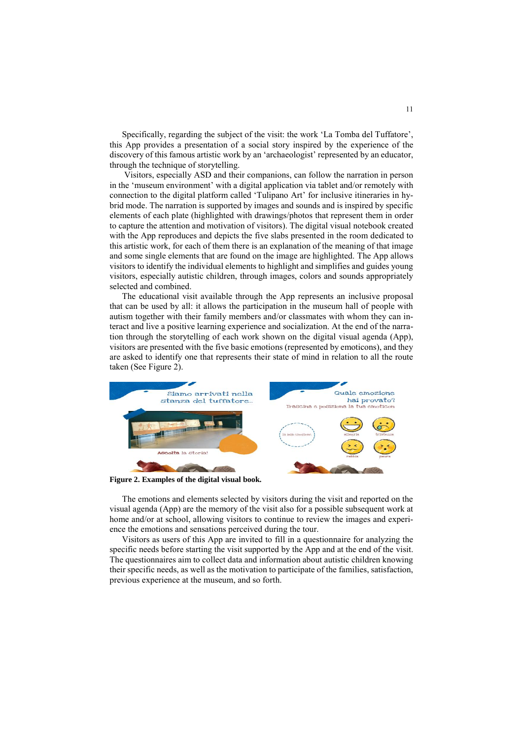Specifically, regarding the subject of the visit: the work 'La Tomba del Tuffatore', this App provides a presentation of a social story inspired by the experience of the discovery of this famous artistic work by an 'archaeologist' represented by an educator, through the technique of storytelling.

Visitors, especially ASD and their companions, can follow the narration in person in the 'museum environment' with a digital application via tablet and/or remotely with connection to the digital platform called 'Tulipano Art' for inclusive itineraries in hybrid mode. The narration is supported by images and sounds and is inspired by specific elements of each plate (highlighted with drawings/photos that represent them in order to capture the attention and motivation of visitors). The digital visual notebook created with the App reproduces and depicts the five slabs presented in the room dedicated to this artistic work, for each of them there is an explanation of the meaning of that image and some single elements that are found on the image are highlighted. The App allows visitors to identify the individual elements to highlight and simplifies and guides young visitors, especially autistic children, through images, colors and sounds appropriately selected and combined.

The educational visit available through the App represents an inclusive proposal that can be used by all: it allows the participation in the museum hall of people with autism together with their family members and/or classmates with whom they can interact and live a positive learning experience and socialization. At the end of the narration through the storytelling of each work shown on the digital visual agenda (App), visitors are presented with the five basic emotions (represented by emoticons), and they are asked to identify one that represents their state of mind in relation to all the route taken (See Figure 2).

**Figure 2. Examples of the digital visual book.**

The emotions and elements selected by visitors during the visit and reported on the visual agenda (App) are the memory of the visit also for a possible subsequent work at home and/or at school, allowing visitors to continue to review the images and experience the emotions and sensations perceived during the tour.

Visitors as users of this App are invited to fill in a questionnaire for analyzing the specific needs before starting the visit supported by the App and at the end of the visit. The questionnaires aim to collect data and information about autistic children knowing their specific needs, as well as the motivation to participate of the families, satisfaction, previous experience at the museum, and so forth.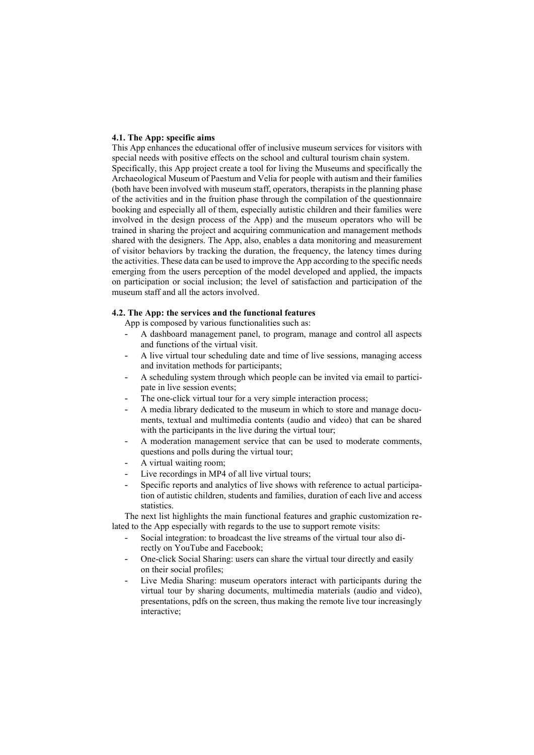### 4.1. The App: specific aims

This App enhances the educational offer of inclusive museum services for visitors with special needs with positive effects on the school and cultural tourism chain system. Specifically, this App project create a tool for living the Museums and specifically the Archaeological Museum of Paestum and Velia for people with autism and their families (both have been involved with museum staff, operators, therapists in the planning phase of the activities and in the fruition phase through the compilation of the questionnaire booking and especially all of them, especially autistic children and their families were involved in the design process of the App) and the museum operators who will be trained in sharing the project and acquiring communication and management methods shared with the designers. The App, also, enables a data monitoring and measurement of visitor behaviors by tracking the duration, the frequency, the latency times during the activities. These data can be used to improve the App according to the specific needs emerging from the users perception of the model developed and applied, the impacts on participation or social inclusion; the level of satisfaction and participation of the museum staff and all the actors involved.

### 4.2. The App: the services and the functional features

App is composed by various functionalities such as:

- A dashboard management panel, to program, manage and control all aspects and functions of the virtual visit.
- A live virtual tour scheduling date and time of live sessions, managing access and invitation methods for participants;
- A scheduling system through which people can be invited via email to participate in live session events;
- The one-click virtual tour for a very simple interaction process;
- A media library dedicated to the museum in which to store and manage documents, textual and multimedia contents (audio and video) that can be shared with the participants in the live during the virtual tour;
- A moderation management service that can be used to moderate comments, questions and polls during the virtual tour;
- A virtual waiting room;
- Live recordings in MP4 of all live virtual tours;
- Specific reports and analytics of live shows with reference to actual participation of autistic children, students and families, duration of each live and access statistics.

The next list highlights the main functional features and graphic customization related to the App especially with regards to the use to support remote visits:

- Social integration: to broadcast the live streams of the virtual tour also directly on YouTube and Facebook;
- One-click Social Sharing: users can share the virtual tour directly and easily on their social profiles;
- Live Media Sharing: museum operators interact with participants during the virtual tour by sharing documents, multimedia materials (audio and video), presentations, pdfs on the screen, thus making the remote live tour increasingly interactive;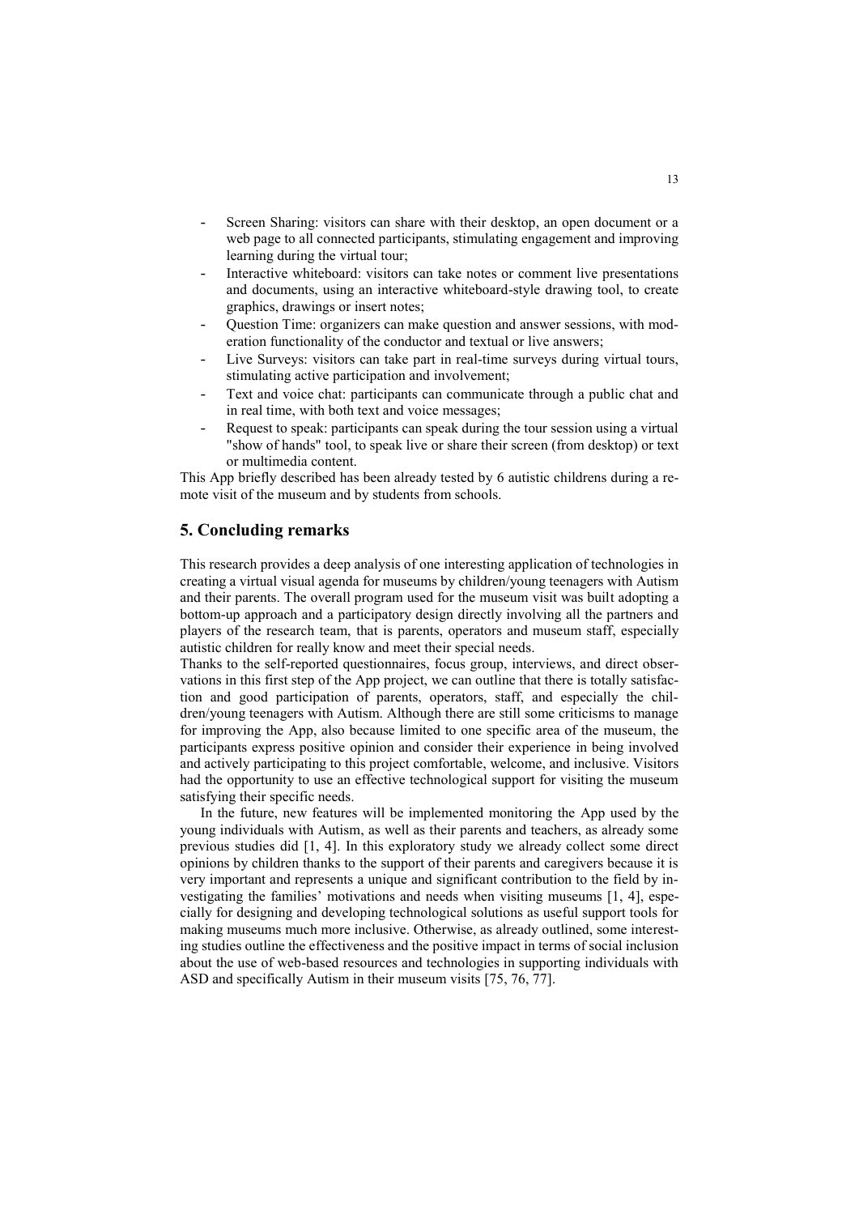- Screen Sharing: visitors can share with their desktop, an open document or a web page to all connected participants, stimulating engagement and improving learning during the virtual tour;
- Interactive whiteboard: visitors can take notes or comment live presentations and documents, using an interactive whiteboard-style drawing tool, to create graphics, drawings or insert notes;
- Question Time: organizers can make question and answer sessions, with moderation functionality of the conductor and textual or live answers;
- Live Surveys: visitors can take part in real-time surveys during virtual tours, stimulating active participation and involvement;
- Text and voice chat: participants can communicate through a public chat and in real time, with both text and voice messages;
- Request to speak: participants can speak during the tour session using a virtual "show of hands" tool, to speak live or share their screen (from desktop) or text or multimedia content.

This App briefly described has been already tested by 6 autistic childrens during a remote visit of the museum and by students from schools.

## 5. Concluding remarks

This research provides a deep analysis of one interesting application of technologies in creating a virtual visual agenda for museums by children/young teenagers with Autism and their parents. The overall program used for the museum visit was built adopting a bottom-up approach and a participatory design directly involving all the partners and players of the research team, that is parents, operators and museum staff, especially autistic children for really know and meet their special needs.

Thanks to the self-reported questionnaires, focus group, interviews, and direct observations in this first step of the App project, we can outline that there is totally satisfaction and good participation of parents, operators, staff, and especially the children/young teenagers with Autism. Although there are still some criticisms to manage for improving the App, also because limited to one specific area of the museum, the participants express positive opinion and consider their experience in being involved and actively participating to this project comfortable, welcome, and inclusive. Visitors had the opportunity to use an effective technological support for visiting the museum satisfying their specific needs.

In the future, new features will be implemented monitoring the App used by the young individuals with Autism, as well as their parents and teachers, as already some previous studies did [1, 4]. In this exploratory study we already collect some direct opinions by children thanks to the support of their parents and caregivers because it is very important and represents a unique and significant contribution to the field by investigating the families' motivations and needs when visiting museums [1, 4], especially for designing and developing technological solutions as useful support tools for making museums much more inclusive. Otherwise, as already outlined, some interesting studies outline the effectiveness and the positive impact in terms of social inclusion about the use of web-based resources and technologies in supporting individuals with ASD and specifically Autism in their museum visits [75, 76, 77].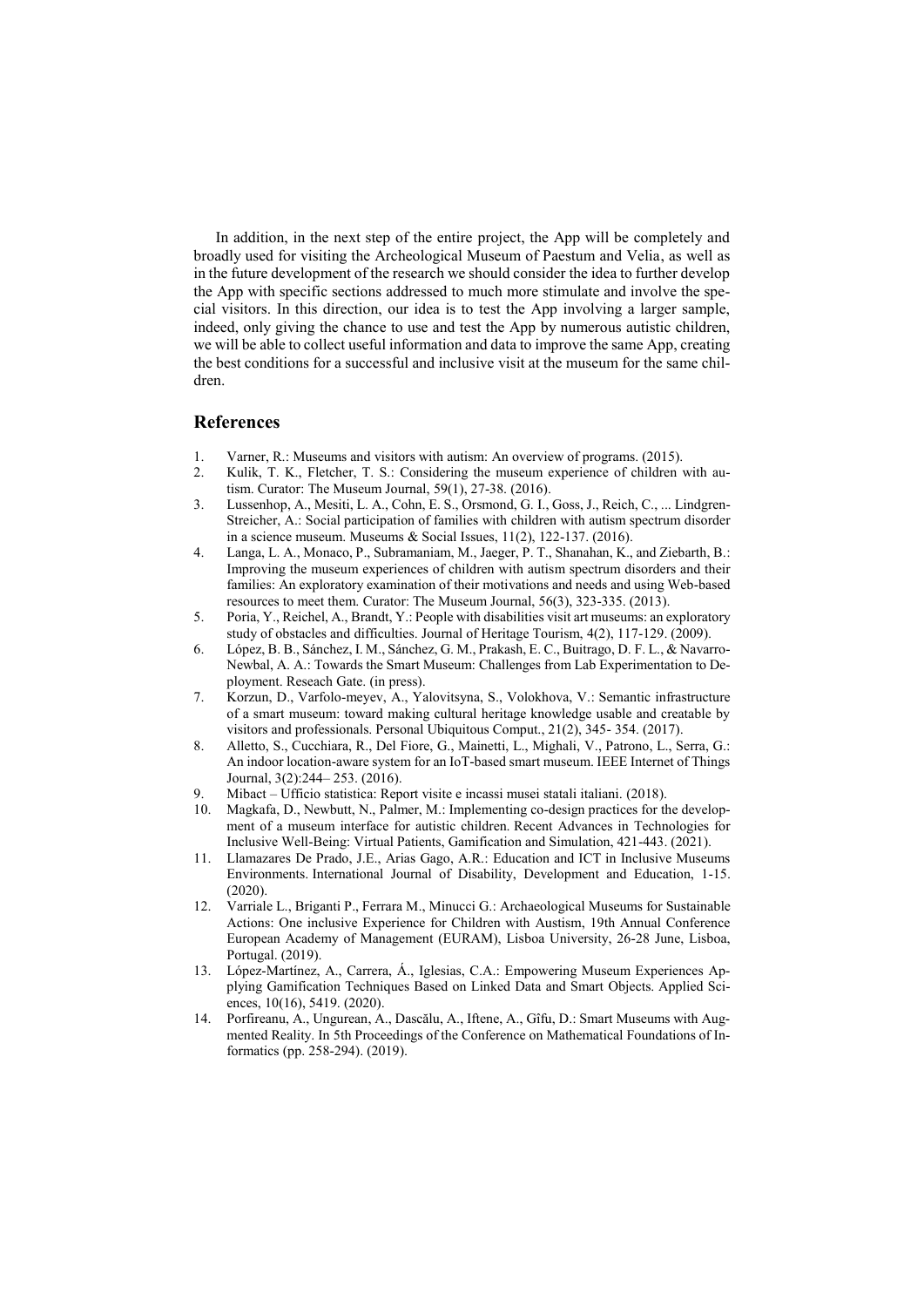In addition, in the next step of the entire project, the App will be completely and broadly used for visiting the Archeological Museum of Paestum and Velia, as well as in the future development of the research we should consider the idea to further develop the App with specific sections addressed to much more stimulate and involve the special visitors. In this direction, our idea is to test the App involving a larger sample, indeed, only giving the chance to use and test the App by numerous autistic children, we will be able to collect useful information and data to improve the same App, creating the best conditions for a successful and inclusive visit at the museum for the same children.

## References

1. Varner, R.: Museums and visitors with autism: An overview of programs. (2015).
2. Kulik, T. K., Fletcher, T. S.: Considering the museum experience of children with autism. Curator: The Museum Journal, 59(1), 27-38. (2016).
3. Lussenhop, A., Mesiti, L. A., Cohn, E. S., Orsmond, G. I., Goss, J., Reich, C., ... Lindgren-Streicher, A.: Social participation of families with children with autism spectrum disorder in a science museum. Museums & Social Issues, 11(2), 122-137. (2016).
4. Langa, L. A., Monaco, P., Subramaniam, M., Jaeger, P. T., Shanahan, K., and Ziebarth, B.: Improving the museum experiences of children with autism spectrum disorders and their families: An exploratory examination of their motivations and needs and using Web-based resources to meet them. Curator: The Museum Journal, 56(3), 323-335. (2013).
5. Poria, Y., Reichel, A., Brandt, Y.: People with disabilities visit art museums: an exploratory study of obstacles and difficulties. Journal of Heritage Tourism, 4(2), 117-129. (2009).
6. López, B. B., Sánchez, I. M., Sánchez, G. M., Prakash, E. C., Buitrago, D. F. L., & Navarro-Newbal, A. A.: Towards the Smart Museum: Challenges from Lab Experimentation to Deployment. Reseach Gate. (in press).
7. Korzun, D., Varfolo-meyev, A., Yalovitsyna, S., Volokhova, V.: Semantic infrastructure of a smart museum: toward making cultural heritage knowledge usable and creatable by visitors and professionals. Personal Ubiquitous Comput., 21(2), 345- 354. (2017).
8. Alletto, S., Cucchiara, R., Del Fiore, G., Mainetti, L., Mighali, V., Patrono, L., Serra, G.: An indoor location-aware system for an IoT-based smart museum. IEEE Internet of Things Journal, 3(2):244– 253. (2016).
9. Mibact – Ufficio statistica: Report visite e incassi musei statali italiani. (2018).
10. Magkafa, D., Newbutt, N., Palmer, M.: Implementing co-design practices for the development of a museum interface for autistic children. Recent Advances in Technologies for Inclusive Well-Being: Virtual Patients, Gamification and Simulation, 421-443. (2021).
11. Llamazares De Prado, J.E., Arias Gago, A.R.: Education and ICT in Inclusive Museums Environments. International Journal of Disability, Development and Education, 1-15. (2020).
12. Varriale L., Briganti P., Ferrara M., Minucci G.: Archaeological Museums for Sustainable Actions: One inclusive Experience for Children with Austism, 19th Annual Conference European Academy of Management (EURAM), Lisboa University, 26-28 June, Lisboa, Portugal. (2019).
13. López-Martínez, A., Carrera, Á., Iglesias, C.A.: Empowering Museum Experiences Applying Gamification Techniques Based on Linked Data and Smart Objects. Applied Sciences, 10(16), 5419. (2020).
14. Porfireanu, A., Ungurean, A., Dascălu, A., Iftene, A., Gîfu, D.: Smart Museums with Augmented Reality. In 5th Proceedings of the Conference on Mathematical Foundations of Informatics (pp. 258-294). (2019).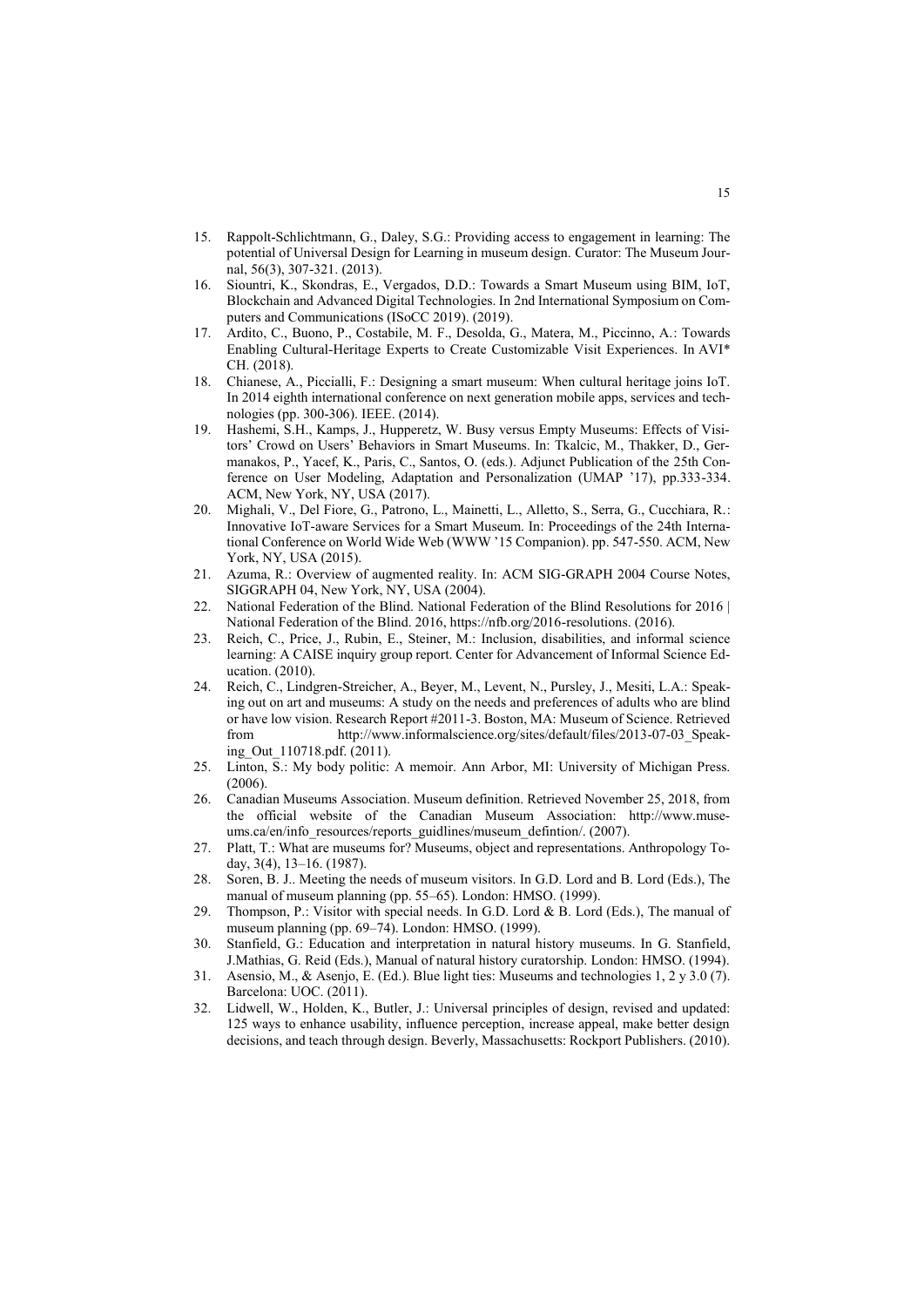15. Rappolt-Schlichtmann, G., Daley, S.G.: Providing access to engagement in learning: The potential of Universal Design for Learning in museum design. Curator: The Museum Journal, 56(3), 307-321. (2013).
16. Siountri, K., Skondras, E., Vergados, D.D.: Towards a Smart Museum using BIM, IoT, Blockchain and Advanced Digital Technologies. In 2nd International Symposium on Computers and Communications (ISoCC 2019). (2019).
17. Ardito, C., Buono, P., Costabile, M. F., Desolda, G., Matera, M., Piccinno, A.: Towards Enabling Cultural-Heritage Experts to Create Customizable Visit Experiences. In AVI*CH. (2018).
18. Chianese, A., Piccialli, F.: Designing a smart museum: When cultural heritage joins IoT. In 2014 eighth international conference on next generation mobile apps, services and technologies (pp. 300-306). IEEE. (2014).
19. Hashemi, S.H., Kamps, J., Hupperetz, W. Busy versus Empty Museums: Effects of Visitors' Crowd on Users' Behaviors in Smart Museums. In: Tkalcic, M., Thakker, D., Germanakos, P., Yacef, K., Paris, C., Santos, O. (eds.). Adjunct Publication of the 25th Conference on User Modeling, Adaptation and Personalization (UMAP '17), pp.333-334. ACM, New York, NY, USA (2017).
20. Mighali, V., Del Fiore, G., Patrono, L., Mainetti, L., Alletto, S., Serra, G., Cucchiara, R.: Innovative IoT-aware Services for a Smart Museum. In: Proceedings of the 24th International Conference on World Wide Web (WWW '15 Companion). pp. 547-550. ACM, New York, NY, USA (2015).
21. Azuma, R.: Overview of augmented reality. In: ACM SIG-GRAPH 2004 Course Notes, SIGGRAPH 04, New York, NY, USA (2004).
22. National Federation of the Blind. National Federation of the Blind Resolutions for 2016 | National Federation of the Blind. 2016, https://nfb.org/2016-resolutions. (2016).
23. Reich, C., Price, J., Rubin, E., Steiner, M.: Inclusion, disabilities, and informal science learning: A CAISE inquiry group report. Center for Advancement of Informal Science Education. (2010).
24. Reich, C., Lindgren-Streicher, A., Beyer, M., Levent, N., Pursley, J., Mesiti, L.A.: Speaking out on art and museums: A study on the needs and preferences of adults who are blind or have low vision. Research Report #2011-3. Boston, MA: Museum of Science. Retrieved from http://www.informalscience.org/sites/default/files/2013-07-03_Speaking_Out_110718.pdf. (2011).
25. Linton, S.: My body politic: A memoir. Ann Arbor, MI: University of Michigan Press. (2006).
26. Canadian Museums Association. Museum definition. Retrieved November 25, 2018, from the official website of the Canadian Museum Association: http://www.museums.ca/en/info_resources/reports_guidlines/museum_defintion/. (2007).
27. Platt, T.: What are museums for? Museums, object and representations. Anthropology Today, 3(4), 13–16. (1987).
28. Soren, B. J.. Meeting the needs of museum visitors. In G.D. Lord and B. Lord (Eds.), The manual of museum planning (pp. 55–65). London: HMSO. (1999).
29. Thompson, P.: Visitor with special needs. In G.D. Lord & B. Lord (Eds.), The manual of museum planning (pp. 69–74). London: HMSO. (1999).
30. Stanfield, G.: Education and interpretation in natural history museums. In G. Stanfield, J.Mathias, G. Reid (Eds.), Manual of natural history curatorship. London: HMSO. (1994).
31. Asensio, M., & Asenjo, E. (Ed.). Blue light ties: Museums and technologies 1, 2 y 3.0 (7). Barcelona: UOC. (2011).
32. Lidwell, W., Holden, K., Butler, J.: Universal principles of design, revised and updated: 125 ways to enhance usability, influence perception, increase appeal, make better design decisions, and teach through design. Beverly, Massachusetts: Rockport Publishers. (2010).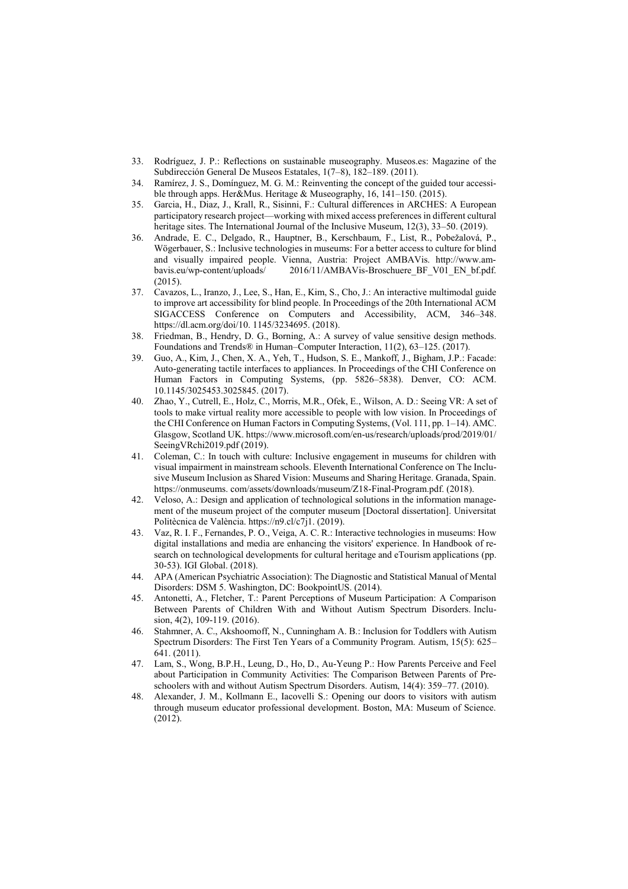33. Rodríguez, J. P.: Reflections on sustainable museography. Museos.es: Magazine of the Subdirección General De Museos Estatales, 1(7–8), 182–189. (2011).
34. Ramírez, J. S., Domínguez, M. G. M.: Reinventing the concept of the guided tour accessible through apps. Her&Mus. Heritage & Museography, 16, 141–150. (2015).
35. Garcia, H., Diaz, J., Krall, R., Sisinni, F.: Cultural differences in ARCHES: A European participatory research project—working with mixed access preferences in different cultural heritage sites. The International Journal of the Inclusive Museum, 12(3), 33–50. (2019).
36. Andrade, E. C., Delgado, R., Hauptner, B., Kerschbaum, F., List, R., Pobežalová, P., Wögerbauer, S.: Inclusive technologies in museums: For a better access to culture for blind and visually impaired people. Vienna, Austria: Project AMBAVis. http://www.ambavis.eu/wp-content/uploads/ 2016/11/AMBAVis-Broschuere_BF_V01_EN_bf.pdf. (2015).
37. Cavazos, L., Iranzo, J., Lee, S., Han, E., Kim, S., Cho, J.: An interactive multimodal guide to improve art accessibility for blind people. In Proceedings of the 20th International ACM SIGACCESS Conference on Computers and Accessibility, ACM, 346–348. https://dl.acm.org/doi/10. 1145/3234695. (2018).
38. Friedman, B., Hendry, D. G., Borning, A.: A survey of value sensitive design methods. Foundations and Trends® in Human–Computer Interaction, 11(2), 63–125. (2017).
39. Guo, A., Kim, J., Chen, X. A., Yeh, T., Hudson, S. E., Mankoff, J., Bigham, J.P.: Facade: Auto-generating tactile interfaces to appliances. In Proceedings of the CHI Conference on Human Factors in Computing Systems, (pp. 5826–5838). Denver, CO: ACM. 10.1145/3025453.3025845. (2017).
40. Zhao, Y., Cutrell, E., Holz, C., Morris, M.R., Ofek, E., Wilson, A. D.: Seeing VR: A set of tools to make virtual reality more accessible to people with low vision. In Proceedings of the CHI Conference on Human Factors in Computing Systems, (Vol. 111, pp. 1–14). AMC. Glasgow, Scotland UK. https://www.microsoft.com/en-us/research/uploads/prod/2019/01/SeeingVRchi2019.pdf (2019).
41. Coleman, C.: In touch with culture: Inclusive engagement in museums for children with visual impairment in mainstream schools. Eleventh International Conference on The Inclusive Museum Inclusion as Shared Vision: Museums and Sharing Heritage. Granada, Spain. https://onmuseums. com/assets/downloads/museum/Z18-Final-Program.pdf. (2018).
42. Veloso, A.: Design and application of technological solutions in the information management of the museum project of the computer museum [Doctoral dissertation]. Universitat Politècnica de València. https://n9.cl/c7j1. (2019).
43. Vaz, R. I. F., Fernandes, P. O., Veiga, A. C. R.: Interactive technologies in museums: How digital installations and media are enhancing the visitors' experience. In Handbook of research on technological developments for cultural heritage and eTourism applications (pp. 30-53). IGI Global. (2018).
44. APA (American Psychiatric Association): The Diagnostic and Statistical Manual of Mental Disorders: DSM 5. Washington, DC: BookpointUS. (2014).
45. Antonetti, A., Fletcher, T.: Parent Perceptions of Museum Participation: A Comparison Between Parents of Children With and Without Autism Spectrum Disorders. Inclusion, 4(2), 109-119. (2016).
46. Stahmner, A. C., Akshoomoff, N., Cunningham A. B.: Inclusion for Toddlers with Autism Spectrum Disorders: The First Ten Years of a Community Program. Autism, 15(5): 625–641. (2011).
47. Lam, S., Wong, B.P.H., Leung, D., Ho, D., Au-Yeung P.: How Parents Perceive and Feel about Participation in Community Activities: The Comparison Between Parents of Preschoolers with and without Autism Spectrum Disorders. Autism, 14(4): 359–77. (2010).
48. Alexander, J. M., Kollmann E., Iacovelli S.: Opening our doors to visitors with autism through museum educator professional development. Boston, MA: Museum of Science. (2012).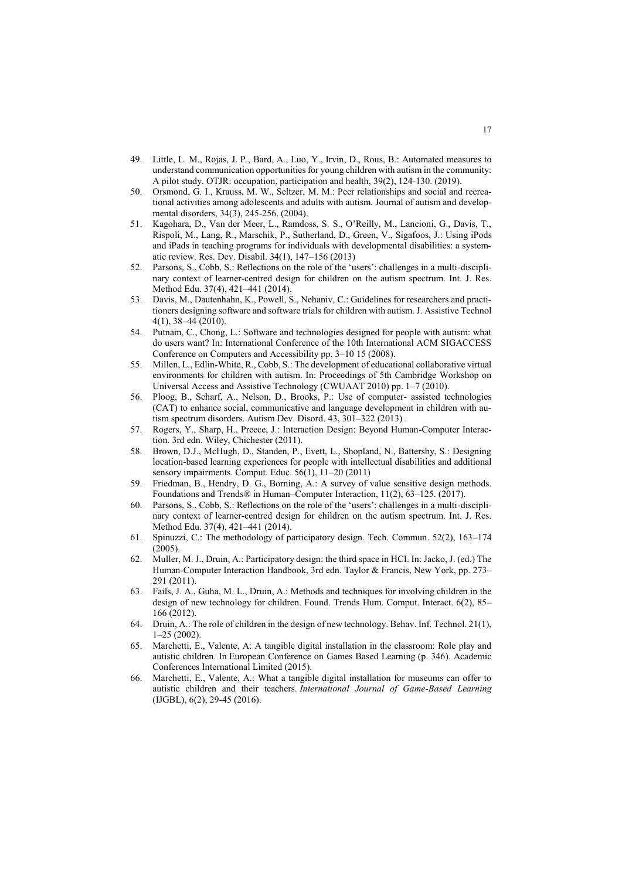49. Little, L. M., Rojas, J. P., Bard, A., Luo, Y., Irvin, D., Rous, B.: Automated measures to understand communication opportunities for young children with autism in the community: A pilot study. OTJR: occupation, participation and health, 39(2), 124-130. (2019).
50. Orsmond, G. I., Krauss, M. W., Seltzer, M. M.: Peer relationships and social and recreational activities among adolescents and adults with autism. Journal of autism and developmental disorders, 34(3), 245-256. (2004).
51. Kagohara, D., Van der Meer, L., Ramdoss, S. S., O'Reilly, M., Lancioni, G., Davis, T., Rispoli, M., Lang, R., Marschik, P., Sutherland, D., Green, V., Sigafoos, J.: Using iPods and iPads in teaching programs for individuals with developmental disabilities: a systematic review. Res. Dev. Disabil. 34(1), 147–156 (2013)
52. Parsons, S., Cobb, S.: Reflections on the role of the 'users': challenges in a multi-disciplinary context of learner-centred design for children on the autism spectrum. Int. J. Res. Method Edu. 37(4), 421–441 (2014).
53. Davis, M., Dautenhahn, K., Powell, S., Nehaniv, C.: Guidelines for researchers and practitioners designing software and software trials for children with autism. J. Assistive Technol 4(1), 38–44 (2010).
54. Putnam, C., Chong, L.: Software and technologies designed for people with autism: what do users want? In: International Conference of the 10th International ACM SIGACCESS Conference on Computers and Accessibility pp. 3–10 15 (2008).
55. Millen, L., Edlin-White, R., Cobb, S.: The development of educational collaborative virtual environments for children with autism. In: Proceedings of 5th Cambridge Workshop on Universal Access and Assistive Technology (CWUAAT 2010) pp. 1–7 (2010).
56. Ploog, B., Scharf, A., Nelson, D., Brooks, P.: Use of computer- assisted technologies (CAT) to enhance social, communicative and language development in children with autism spectrum disorders. Autism Dev. Disord. 43, 301–322 (2013) .
57. Rogers, Y., Sharp, H., Preece, J.: Interaction Design: Beyond Human-Computer Interaction. 3rd edn. Wiley, Chichester (2011).
58. Brown, D.J., McHugh, D., Standen, P., Evett, L., Shopland, N., Battersby, S.: Designing location-based learning experiences for people with intellectual disabilities and additional sensory impairments. Comput. Educ. 56(1), 11–20 (2011)
59. Friedman, B., Hendry, D. G., Borning, A.: A survey of value sensitive design methods. Foundations and Trends® in Human–Computer Interaction, 11(2), 63–125. (2017).
60. Parsons, S., Cobb, S.: Reflections on the role of the 'users': challenges in a multi-disciplinary context of learner-centred design for children on the autism spectrum. Int. J. Res. Method Edu. 37(4), 421–441 (2014).
61. Spinuzzi, C.: The methodology of participatory design. Tech. Commun. 52(2), 163–174 (2005).
62. Muller, M. J., Druin, A.: Participatory design: the third space in HCI. In: Jacko, J. (ed.) The Human-Computer Interaction Handbook, 3rd edn. Taylor & Francis, New York, pp. 273–291 (2011).
63. Fails, J. A., Guha, M. L., Druin, A.: Methods and techniques for involving children in the design of new technology for children. Found. Trends Hum. Comput. Interact. 6(2), 85–166 (2012).
64. Druin, A.: The role of children in the design of new technology. Behav. Inf. Technol. 21(1), 1–25 (2002).
65. Marchetti, E., Valente, A: A tangible digital installation in the classroom: Role play and autistic children. In European Conference on Games Based Learning (p. 346). Academic Conferences International Limited (2015).
66. Marchetti, E., Valente, A.: What a tangible digital installation for museums can offer to autistic children and their teachers. *International Journal of Game-Based Learning* (IJGBL), 6(2), 29-45 (2016).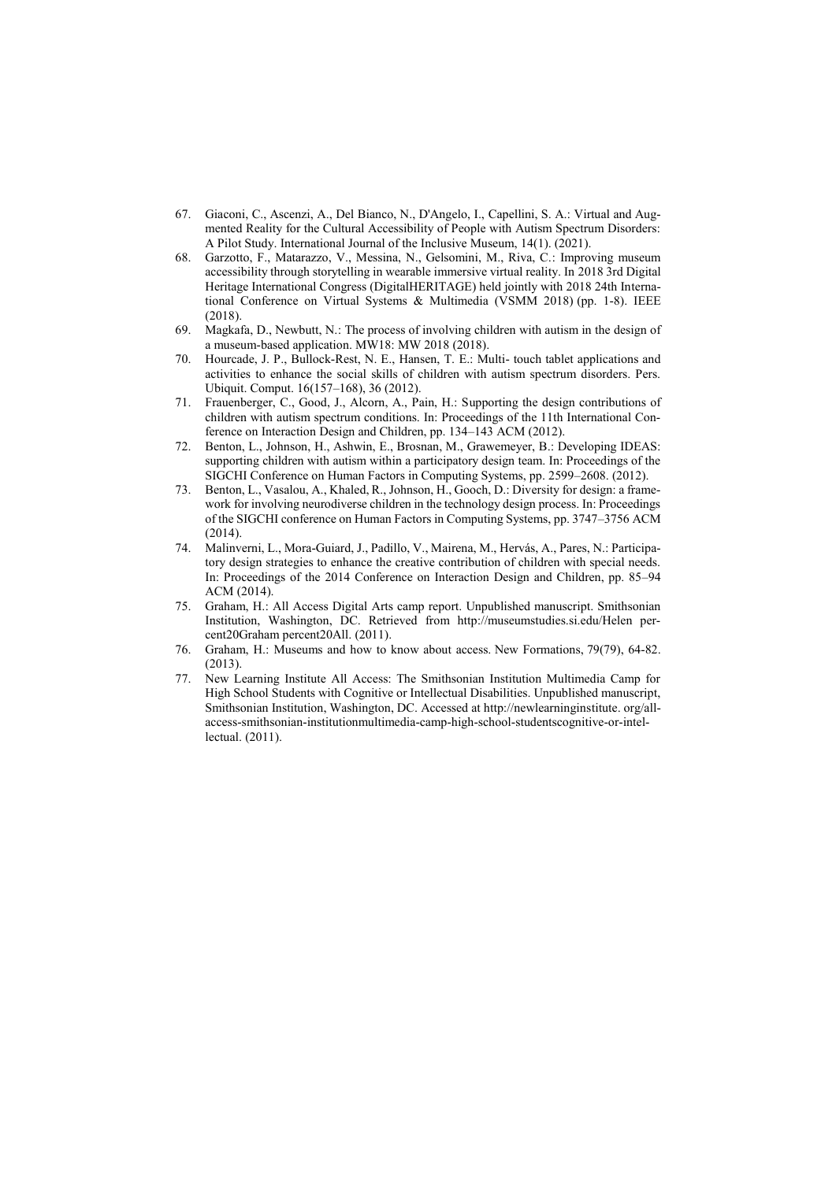67. Giaconi, C., Ascenzi, A., Del Bianco, N., D'Angelo, I., Capellini, S. A.: Virtual and Augmented Reality for the Cultural Accessibility of People with Autism Spectrum Disorders: A Pilot Study. International Journal of the Inclusive Museum, 14(1). (2021).
68. Garzotto, F., Matarazzo, V., Messina, N., Gelsomini, M., Riva, C.: Improving museum accessibility through storytelling in wearable immersive virtual reality. In 2018 3rd Digital Heritage International Congress (DigitalHERITAGE) held jointly with 2018 24th International Conference on Virtual Systems & Multimedia (VSMM 2018) (pp. 1-8). IEEE (2018).
69. Magkafa, D., Newbutt, N.: The process of involving children with autism in the design of a museum-based application. MW18: MW 2018 (2018).
70. Hourcade, J. P., Bullock-Rest, N. E., Hansen, T. E.: Multi- touch tablet applications and activities to enhance the social skills of children with autism spectrum disorders. Pers. Ubiquit. Comput. 16(157–168), 36 (2012).
71. Frauenberger, C., Good, J., Alcorn, A., Pain, H.: Supporting the design contributions of children with autism spectrum conditions. In: Proceedings of the 11th International Conference on Interaction Design and Children, pp. 134–143 ACM (2012).
72. Benton, L., Johnson, H., Ashwin, E., Brosnan, M., Grawemeyer, B.: Developing IDEAS: supporting children with autism within a participatory design team. In: Proceedings of the SIGCHI Conference on Human Factors in Computing Systems, pp. 2599–2608. (2012).
73. Benton, L., Vasalou, A., Khaled, R., Johnson, H., Gooch, D.: Diversity for design: a framework for involving neurodiverse children in the technology design process. In: Proceedings of the SIGCHI conference on Human Factors in Computing Systems, pp. 3747–3756 ACM (2014).
74. Malinverni, L., Mora-Guiard, J., Padillo, V., Mairena, M., Hervás, A., Pares, N.: Participatory design strategies to enhance the creative contribution of children with special needs. In: Proceedings of the 2014 Conference on Interaction Design and Children, pp. 85–94 ACM (2014).
75. Graham, H.: All Access Digital Arts camp report. Unpublished manuscript. Smithsonian Institution, Washington, DC. Retrieved from http://museumstudies.si.edu/Helen percent20Graham percent20All. (2011).
76. Graham, H.: Museums and how to know about access. New Formations, 79(79), 64-82. (2013).
77. New Learning Institute All Access: The Smithsonian Institution Multimedia Camp for High School Students with Cognitive or Intellectual Disabilities. Unpublished manuscript, Smithsonian Institution, Washington, DC. Accessed at http://newlearninginstitute. org/all-access-smithsonian-institutionmultimedia-camp-high-school-studentscognitive-or-intellectual. (2011).